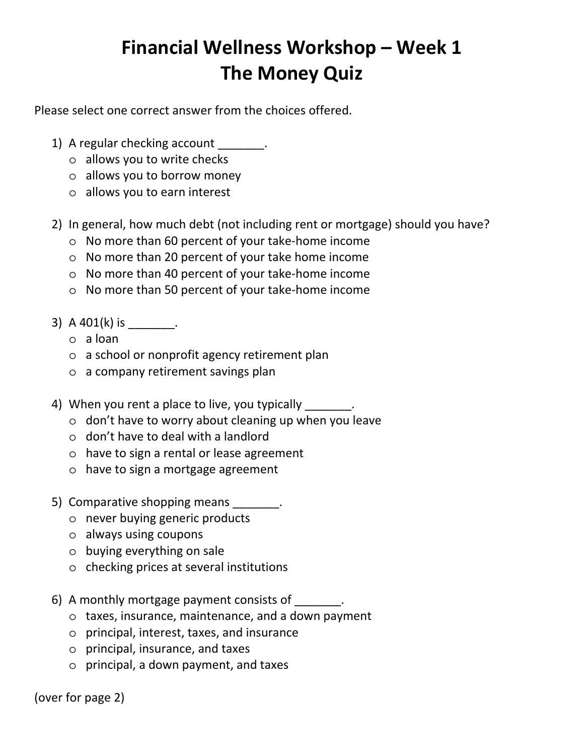# Financial Wellness Workshop – Week 1
# The Money Quiz

Please select one correct answer from the choices offered.

1) A regular checking account _______.
   - allows you to write checks
   - allows you to borrow money
   - allows you to earn interest

2) In general, how much debt (not including rent or mortgage) should you have?
   - No more than 60 percent of your take-home income
   - No more than 20 percent of your take home income
   - No more than 40 percent of your take-home income
   - No more than 50 percent of your take-home income

3) A 401(k) is _______.
   - a loan
   - a school or nonprofit agency retirement plan
   - a company retirement savings plan

4) When you rent a place to live, you typically _______.
   - don't have to worry about cleaning up when you leave
   - don't have to deal with a landlord
   - have to sign a rental or lease agreement
   - have to sign a mortgage agreement

5) Comparative shopping means _______.
   - never buying generic products
   - always using coupons
   - buying everything on sale
   - checking prices at several institutions

6) A monthly mortgage payment consists of _______.
   - taxes, insurance, maintenance, and a down payment
   - principal, interest, taxes, and insurance
   - principal, insurance, and taxes
   - principal, a down payment, and taxes

(over for page 2)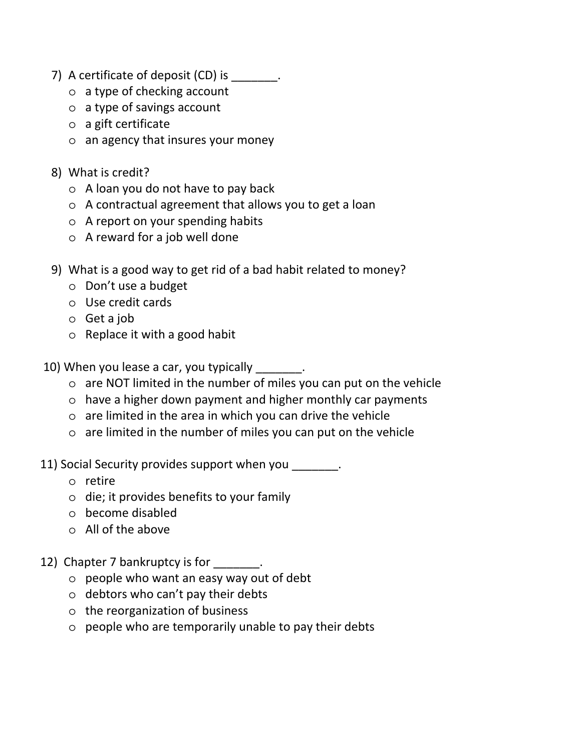7) A certificate of deposit (CD) is _______.
   - a type of checking account
   - a type of savings account
   - a gift certificate
   - an agency that insures your money

8) What is credit?
   - A loan you do not have to pay back
   - A contractual agreement that allows you to get a loan
   - A report on your spending habits
   - A reward for a job well done

9) What is a good way to get rid of a bad habit related to money?
   - Don't use a budget
   - Use credit cards
   - Get a job
   - Replace it with a good habit

10) When you lease a car, you typically _______.
    - are NOT limited in the number of miles you can put on the vehicle
    - have a higher down payment and higher monthly car payments
    - are limited in the area in which you can drive the vehicle
    - are limited in the number of miles you can put on the vehicle

11) Social Security provides support when you _______.
    - retire
    - die; it provides benefits to your family
    - become disabled
    - All of the above

12) Chapter 7 bankruptcy is for _______.
    - people who want an easy way out of debt
    - debtors who can't pay their debts
    - the reorganization of business
    - people who are temporarily unable to pay their debts